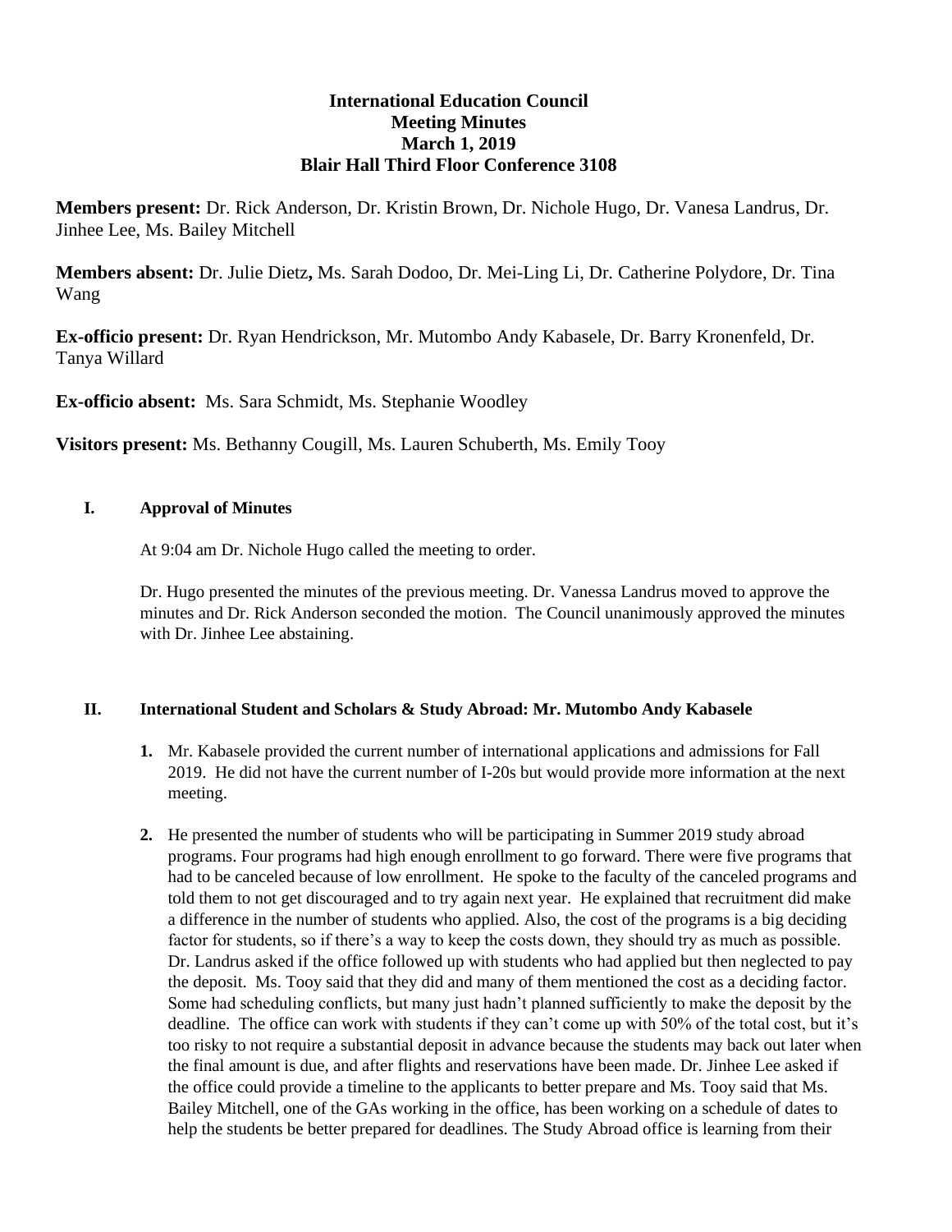**International Education Council**
**Meeting Minutes**
**March 1, 2019**
**Blair Hall Third Floor Conference 3108**

**Members present:** Dr. Rick Anderson, Dr. Kristin Brown, Dr. Nichole Hugo, Dr. Vanesa Landrus, Dr. Jinhee Lee, Ms. Bailey Mitchell

**Members absent:** Dr. Julie Dietz**,** Ms. Sarah Dodoo, Dr. Mei-Ling Li, Dr. Catherine Polydore, Dr. Tina Wang

**Ex-officio present:** Dr. Ryan Hendrickson, Mr. Mutombo Andy Kabasele, Dr. Barry Kronenfeld, Dr. Tanya Willard

**Ex-officio absent:** Ms. Sara Schmidt, Ms. Stephanie Woodley

**Visitors present:** Ms. Bethanny Cougill, Ms. Lauren Schuberth, Ms. Emily Tooy

## I. Approval of Minutes

At 9:04 am Dr. Nichole Hugo called the meeting to order.

Dr. Hugo presented the minutes of the previous meeting. Dr. Vanessa Landrus moved to approve the minutes and Dr. Rick Anderson seconded the motion. The Council unanimously approved the minutes with Dr. Jinhee Lee abstaining.

## II. International Student and Scholars & Study Abroad: Mr. Mutombo Andy Kabasele

1. Mr. Kabasele provided the current number of international applications and admissions for Fall 2019. He did not have the current number of I-20s but would provide more information at the next meeting.

2. He presented the number of students who will be participating in Summer 2019 study abroad programs. Four programs had high enough enrollment to go forward. There were five programs that had to be canceled because of low enrollment. He spoke to the faculty of the canceled programs and told them to not get discouraged and to try again next year. He explained that recruitment did make a difference in the number of students who applied. Also, the cost of the programs is a big deciding factor for students, so if there's a way to keep the costs down, they should try as much as possible. Dr. Landrus asked if the office followed up with students who had applied but then neglected to pay the deposit. Ms. Tooy said that they did and many of them mentioned the cost as a deciding factor. Some had scheduling conflicts, but many just hadn't planned sufficiently to make the deposit by the deadline. The office can work with students if they can't come up with 50% of the total cost, but it's too risky to not require a substantial deposit in advance because the students may back out later when the final amount is due, and after flights and reservations have been made. Dr. Jinhee Lee asked if the office could provide a timeline to the applicants to better prepare and Ms. Tooy said that Ms. Bailey Mitchell, one of the GAs working in the office, has been working on a schedule of dates to help the students be better prepared for deadlines. The Study Abroad office is learning from their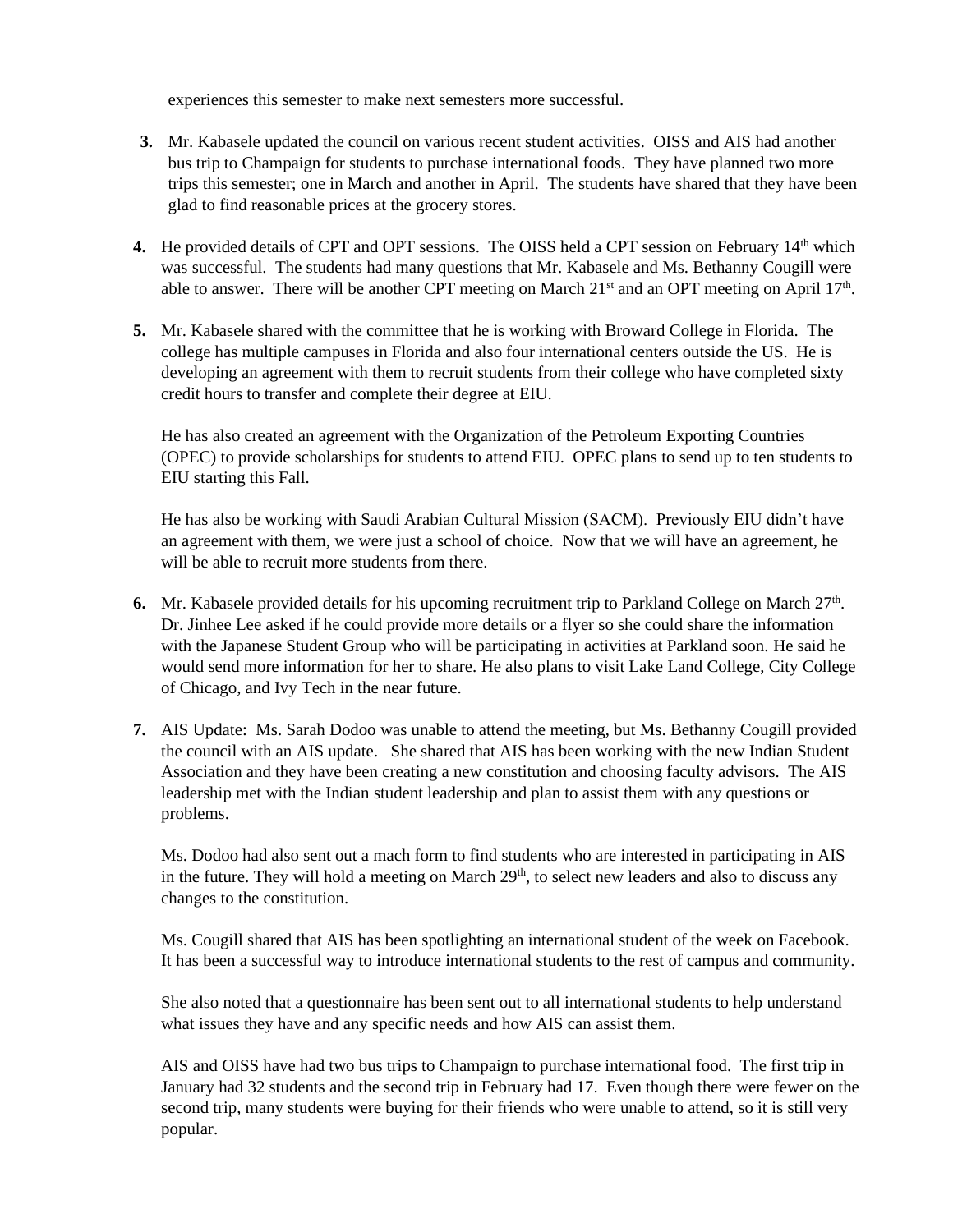experiences this semester to make next semesters more successful.

3. Mr. Kabasele updated the council on various recent student activities. OISS and AIS had another bus trip to Champaign for students to purchase international foods. They have planned two more trips this semester; one in March and another in April. The students have shared that they have been glad to find reasonable prices at the grocery stores.

4. He provided details of CPT and OPT sessions. The OISS held a CPT session on February 14th which was successful. The students had many questions that Mr. Kabasele and Ms. Bethanny Cougill were able to answer. There will be another CPT meeting on March 21st and an OPT meeting on April 17th.

5. Mr. Kabasele shared with the committee that he is working with Broward College in Florida. The college has multiple campuses in Florida and also four international centers outside the US. He is developing an agreement with them to recruit students from their college who have completed sixty credit hours to transfer and complete their degree at EIU.

   He has also created an agreement with the Organization of the Petroleum Exporting Countries (OPEC) to provide scholarships for students to attend EIU. OPEC plans to send up to ten students to EIU starting this Fall.

   He has also be working with Saudi Arabian Cultural Mission (SACM). Previously EIU didn't have an agreement with them, we were just a school of choice. Now that we will have an agreement, he will be able to recruit more students from there.

6. Mr. Kabasele provided details for his upcoming recruitment trip to Parkland College on March 27th. Dr. Jinhee Lee asked if he could provide more details or a flyer so she could share the information with the Japanese Student Group who will be participating in activities at Parkland soon. He said he would send more information for her to share. He also plans to visit Lake Land College, City College of Chicago, and Ivy Tech in the near future.

7. AIS Update: Ms. Sarah Dodoo was unable to attend the meeting, but Ms. Bethanny Cougill provided the council with an AIS update. She shared that AIS has been working with the new Indian Student Association and they have been creating a new constitution and choosing faculty advisors. The AIS leadership met with the Indian student leadership and plan to assist them with any questions or problems.

   Ms. Dodoo had also sent out a mach form to find students who are interested in participating in AIS in the future. They will hold a meeting on March 29th, to select new leaders and also to discuss any changes to the constitution.

   Ms. Cougill shared that AIS has been spotlighting an international student of the week on Facebook. It has been a successful way to introduce international students to the rest of campus and community.

   She also noted that a questionnaire has been sent out to all international students to help understand what issues they have and any specific needs and how AIS can assist them.

   AIS and OISS have had two bus trips to Champaign to purchase international food. The first trip in January had 32 students and the second trip in February had 17. Even though there were fewer on the second trip, many students were buying for their friends who were unable to attend, so it is still very popular.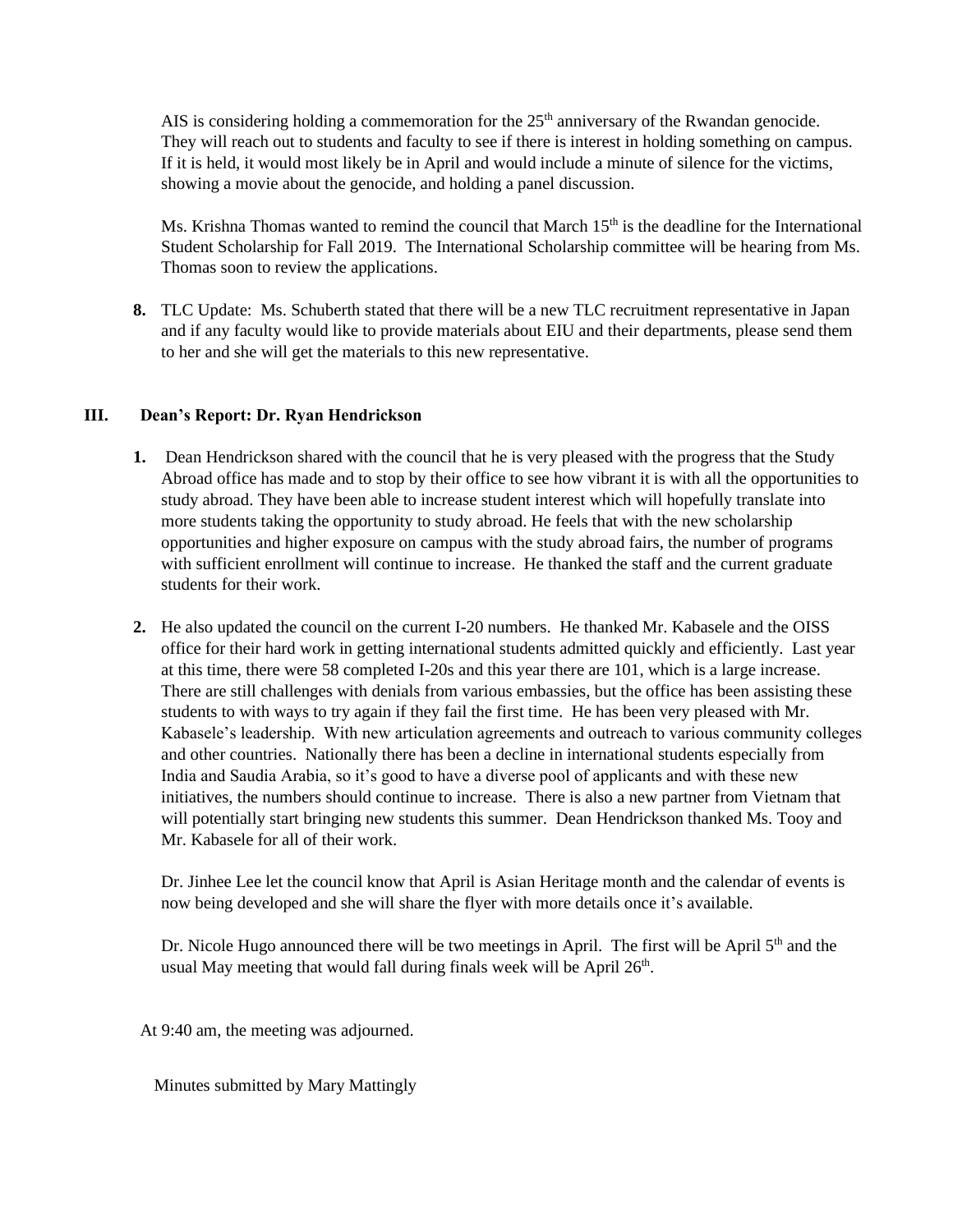AIS is considering holding a commemoration for the 25th anniversary of the Rwandan genocide. They will reach out to students and faculty to see if there is interest in holding something on campus. If it is held, it would most likely be in April and would include a minute of silence for the victims, showing a movie about the genocide, and holding a panel discussion.

Ms. Krishna Thomas wanted to remind the council that March 15th is the deadline for the International Student Scholarship for Fall 2019. The International Scholarship committee will be hearing from Ms. Thomas soon to review the applications.

**8.** TLC Update: Ms. Schuberth stated that there will be a new TLC recruitment representative in Japan and if any faculty would like to provide materials about EIU and their departments, please send them to her and she will get the materials to this new representative.

## III. Dean's Report: Dr. Ryan Hendrickson

**1.** Dean Hendrickson shared with the council that he is very pleased with the progress that the Study Abroad office has made and to stop by their office to see how vibrant it is with all the opportunities to study abroad. They have been able to increase student interest which will hopefully translate into more students taking the opportunity to study abroad. He feels that with the new scholarship opportunities and higher exposure on campus with the study abroad fairs, the number of programs with sufficient enrollment will continue to increase. He thanked the staff and the current graduate students for their work.

**2.** He also updated the council on the current I-20 numbers. He thanked Mr. Kabasele and the OISS office for their hard work in getting international students admitted quickly and efficiently. Last year at this time, there were 58 completed I-20s and this year there are 101, which is a large increase. There are still challenges with denials from various embassies, but the office has been assisting these students to with ways to try again if they fail the first time. He has been very pleased with Mr. Kabasele's leadership. With new articulation agreements and outreach to various community colleges and other countries. Nationally there has been a decline in international students especially from India and Saudia Arabia, so it's good to have a diverse pool of applicants and with these new initiatives, the numbers should continue to increase. There is also a new partner from Vietnam that will potentially start bringing new students this summer. Dean Hendrickson thanked Ms. Tooy and Mr. Kabasele for all of their work.

Dr. Jinhee Lee let the council know that April is Asian Heritage month and the calendar of events is now being developed and she will share the flyer with more details once it's available.

Dr. Nicole Hugo announced there will be two meetings in April. The first will be April 5th and the usual May meeting that would fall during finals week will be April 26th.

At 9:40 am, the meeting was adjourned.

Minutes submitted by Mary Mattingly